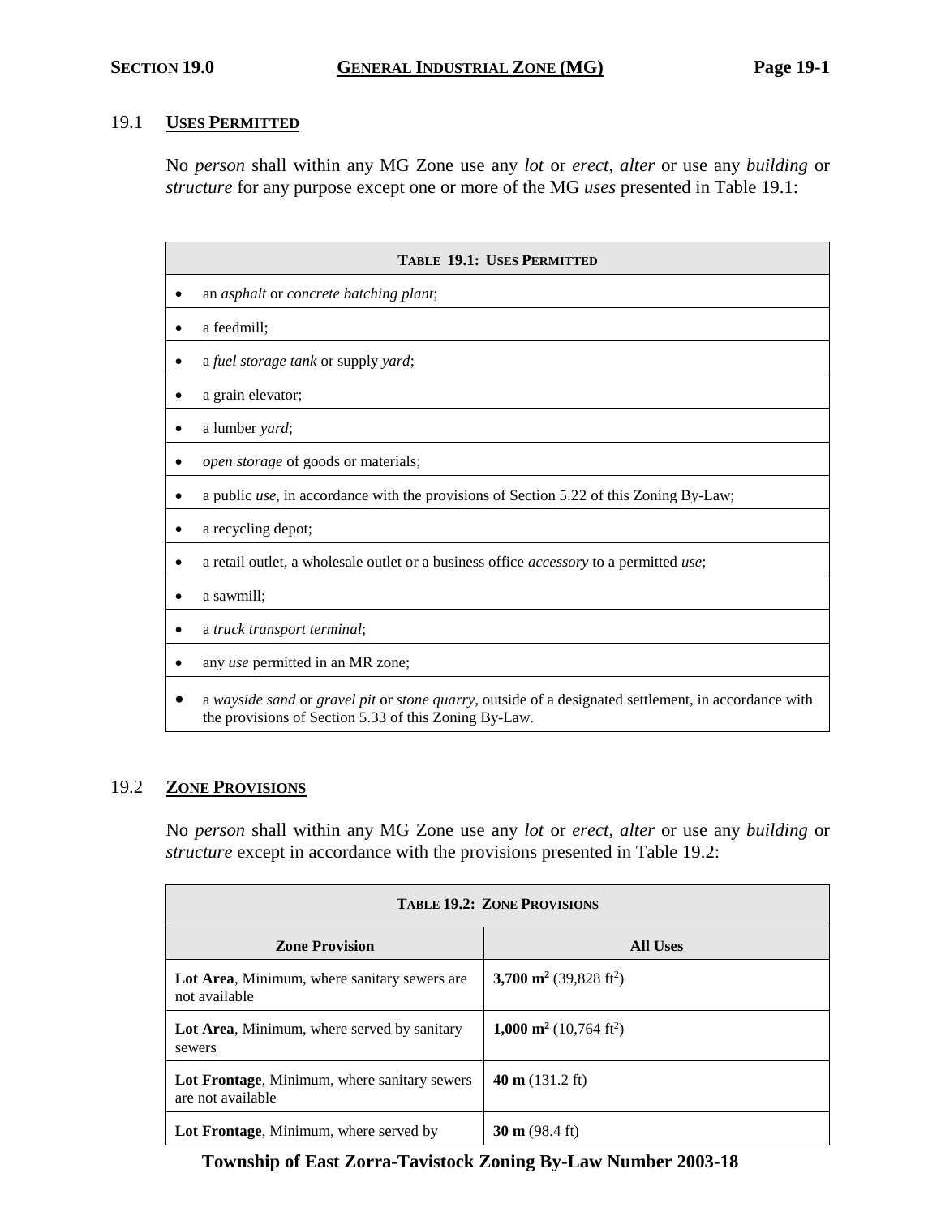# SECTION 19.0 GENERAL INDUSTRIAL ZONE (MG)

## 19.1 USES PERMITTED

No *person* shall within any MG Zone use any *lot* or *erect*, *alter* or use any *building* or *structure* for any purpose except one or more of the MG *uses* presented in Table 19.1:

| TABLE 19.1: USES PERMITTED |
|---|
| • an *asphalt* or *concrete batching plant*; |
| • a feedmill; |
| • a *fuel storage tank* or supply *yard*; |
| • a grain elevator; |
| • a lumber *yard*; |
| • *open storage* of goods or materials; |
| • a public *use*, in accordance with the provisions of Section 5.22 of this Zoning By-Law; |
| • a recycling depot; |
| • a retail outlet, a wholesale outlet or a business office *accessory* to a permitted *use*; |
| • a sawmill; |
| • a *truck transport terminal*; |
| • any *use* permitted in an MR zone; |
| • a *wayside sand* or *gravel pit* or *stone quarry*, outside of a designated settlement, in accordance with the provisions of Section 5.33 of this Zoning By-Law. |

## 19.2 ZONE PROVISIONS

No *person* shall within any MG Zone use any *lot* or *erect*, *alter* or use any *building* or *structure* except in accordance with the provisions presented in Table 19.2:

| TABLE 19.2: ZONE PROVISIONS | |
|---|---|
| **Zone Provision** | **All Uses** |
| **Lot Area**, Minimum, where sanitary sewers are not available | **3,700 m$^2$** (39,828 ft$^2$) |
| **Lot Area**, Minimum, where served by sanitary sewers | **1,000 m$^2$** (10,764 ft$^2$) |
| **Lot Frontage**, Minimum, where sanitary sewers are not available | **40 m** (131.2 ft) |
| **Lot Frontage**, Minimum, where served by | **30 m** (98.4 ft) |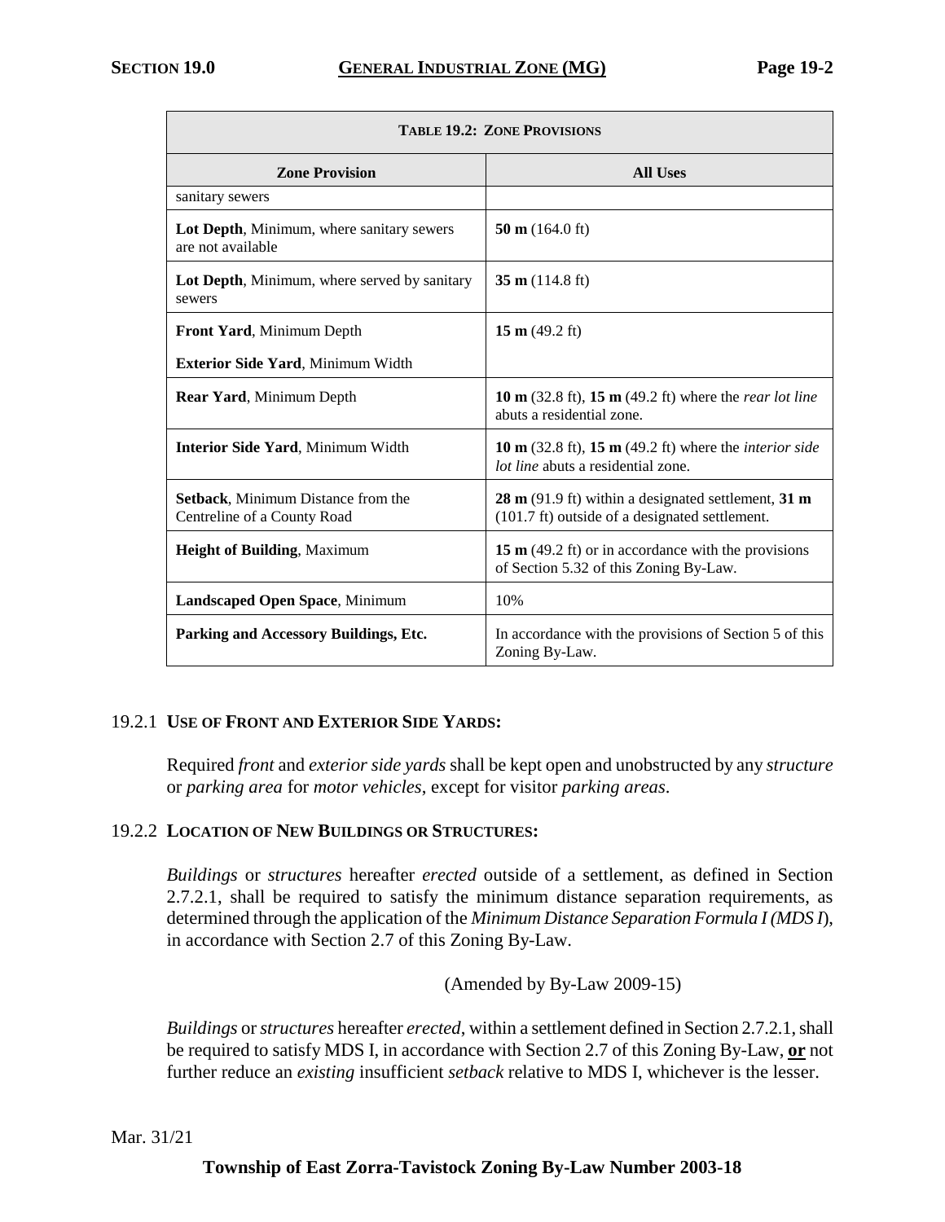| **TABLE 19.2: ZONE PROVISIONS** | |
|---|---|
| **Zone Provision** | **All Uses** |
| sanitary sewers | |
| **Lot Depth**, Minimum, where sanitary sewers are not available | **50 m** (164.0 ft) |
| **Lot Depth**, Minimum, where served by sanitary sewers | **35 m** (114.8 ft) |
| **Front Yard**, Minimum Depth<br>**Exterior Side Yard**, Minimum Width | **15 m** (49.2 ft) |
| **Rear Yard**, Minimum Depth | **10 m** (32.8 ft), **15 m** (49.2 ft) where the *rear lot line* abuts a residential zone. |
| **Interior Side Yard**, Minimum Width | **10 m** (32.8 ft), **15 m** (49.2 ft) where the *interior side lot line* abuts a residential zone. |
| **Setback**, Minimum Distance from the Centreline of a County Road | **28 m** (91.9 ft) within a designated settlement, **31 m** (101.7 ft) outside of a designated settlement. |
| **Height of Building**, Maximum | **15 m** (49.2 ft) or in accordance with the provisions of Section 5.32 of this Zoning By-Law. |
| **Landscaped Open Space**, Minimum | 10% |
| **Parking and Accessory Buildings, Etc.** | In accordance with the provisions of Section 5 of this Zoning By-Law. |

### 19.2.1 USE OF FRONT AND EXTERIOR SIDE YARDS:

Required *front* and *exterior side yards* shall be kept open and unobstructed by any *structure* or *parking area* for *motor vehicles*, except for visitor *parking areas*.

### 19.2.2 LOCATION OF NEW BUILDINGS OR STRUCTURES:

*Buildings* or *structures* hereafter *erected* outside of a settlement, as defined in Section 2.7.2.1, shall be required to satisfy the minimum distance separation requirements, as determined through the application of the *Minimum Distance Separation Formula I (MDS I*), in accordance with Section 2.7 of this Zoning By-Law.

(Amended by By-Law 2009-15)

*Buildings* or *structures* hereafter *erected*, within a settlement defined in Section 2.7.2.1, shall be required to satisfy MDS I, in accordance with Section 2.7 of this Zoning By-Law, **or** not further reduce an *existing* insufficient *setback* relative to MDS I, whichever is the lesser.

Mar. 31/21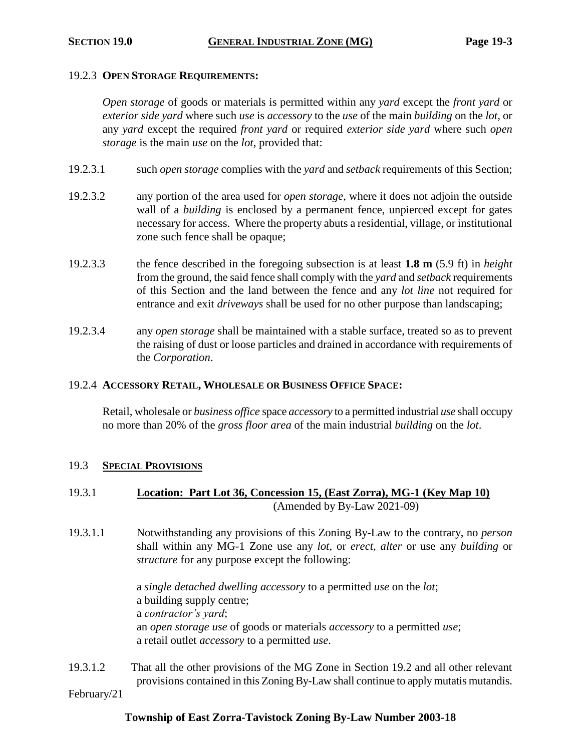19.2.3 **OPEN STORAGE REQUIREMENTS:**

*Open storage* of goods or materials is permitted within any *yard* except the *front yard* or *exterior side yard* where such *use* is *accessory* to the *use* of the main *building* on the *lot*, or any *yard* except the required *front yard* or required *exterior side yard* where such *open storage* is the main *use* on the *lot*, provided that:

19.2.3.1 such *open storage* complies with the *yard* and *setback* requirements of this Section;

19.2.3.2 any portion of the area used for *open storage*, where it does not adjoin the outside wall of a *building* is enclosed by a permanent fence, unpierced except for gates necessary for access. Where the property abuts a residential, village, or institutional zone such fence shall be opaque;

19.2.3.3 the fence described in the foregoing subsection is at least **1.8 m** (5.9 ft) in *height* from the ground, the said fence shall comply with the *yard* and *setback* requirements of this Section and the land between the fence and any *lot line* not required for entrance and exit *driveways* shall be used for no other purpose than landscaping;

19.2.3.4 any *open storage* shall be maintained with a stable surface, treated so as to prevent the raising of dust or loose particles and drained in accordance with requirements of the *Corporation*.

19.2.4 **ACCESSORY RETAIL, WHOLESALE OR BUSINESS OFFICE SPACE:**

Retail, wholesale or *business office* space *accessory* to a permitted industrial *use* shall occupy no more than 20% of the *gross floor area* of the main industrial *building* on the *lot*.

## 19.3 SPECIAL PROVISIONS

19.3.1 **Location: Part Lot 36, Concession 15, (East Zorra), MG-1 (Key Map 10)**
(Amended by By-Law 2021-09)

19.3.1.1 Notwithstanding any provisions of this Zoning By-Law to the contrary, no *person* shall within any MG-1 Zone use any *lot*, or *erect, alter* or use any *building* or *structure* for any purpose except the following:

a *single detached dwelling accessory* to a permitted *use* on the *lot*;
a building supply centre;
a *contractor's yard*;
an *open storage use* of goods or materials *accessory* to a permitted *use*;
a retail outlet *accessory* to a permitted *use*.

19.3.1.2 That all the other provisions of the MG Zone in Section 19.2 and all other relevant provisions contained in this Zoning By-Law shall continue to apply mutatis mutandis.

February/21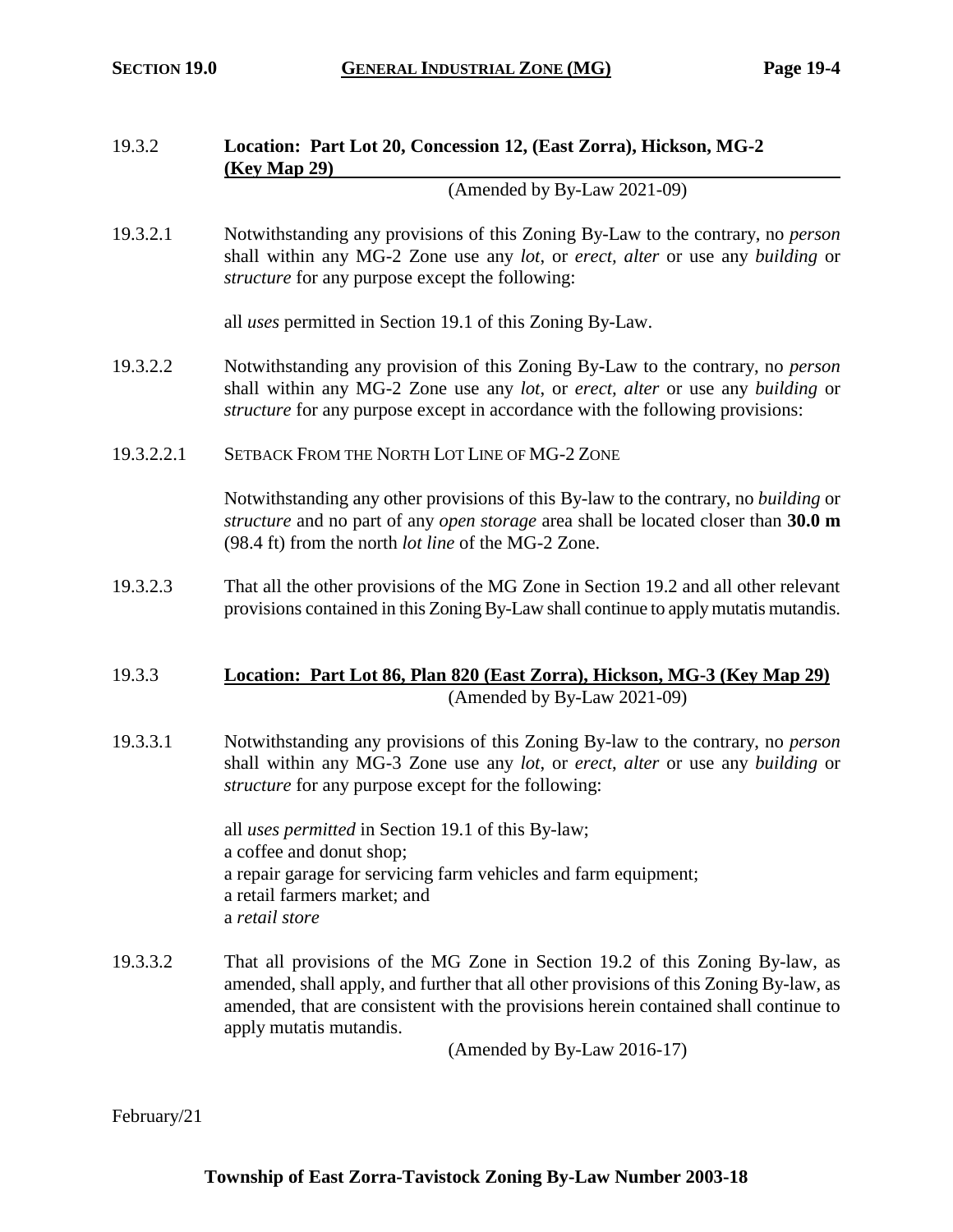### 19.3.2 **Location: Part Lot 20, Concession 12, (East Zorra), Hickson, MG-2 (Key Map 29)**

(Amended by By-Law 2021-09)

19.3.2.1 Notwithstanding any provisions of this Zoning By-Law to the contrary, no *person* shall within any MG-2 Zone use any *lot*, or *erect, alter* or use any *building* or *structure* for any purpose except the following:

all *uses* permitted in Section 19.1 of this Zoning By-Law.

19.3.2.2 Notwithstanding any provision of this Zoning By-Law to the contrary, no *person* shall within any MG-2 Zone use any *lot*, or *erect, alter* or use any *building* or *structure* for any purpose except in accordance with the following provisions:

19.3.2.2.1 SETBACK FROM THE NORTH LOT LINE OF MG-2 ZONE

Notwithstanding any other provisions of this By-law to the contrary, no *building* or *structure* and no part of any *open storage* area shall be located closer than **30.0 m** (98.4 ft) from the north *lot line* of the MG-2 Zone.

19.3.2.3 That all the other provisions of the MG Zone in Section 19.2 and all other relevant provisions contained in this Zoning By-Law shall continue to apply mutatis mutandis.

### 19.3.3 **Location: Part Lot 86, Plan 820 (East Zorra), Hickson, MG-3 (Key Map 29)**

(Amended by By-Law 2021-09)

19.3.3.1 Notwithstanding any provisions of this Zoning By-law to the contrary, no *person* shall within any MG-3 Zone use any *lot*, or *erect*, *alter* or use any *building* or *structure* for any purpose except for the following:

all *uses permitted* in Section 19.1 of this By-law;
a coffee and donut shop;
a repair garage for servicing farm vehicles and farm equipment;
a retail farmers market; and
a *retail store*

19.3.3.2 That all provisions of the MG Zone in Section 19.2 of this Zoning By-law, as amended, shall apply, and further that all other provisions of this Zoning By-law, as amended, that are consistent with the provisions herein contained shall continue to apply mutatis mutandis.

(Amended by By-Law 2016-17)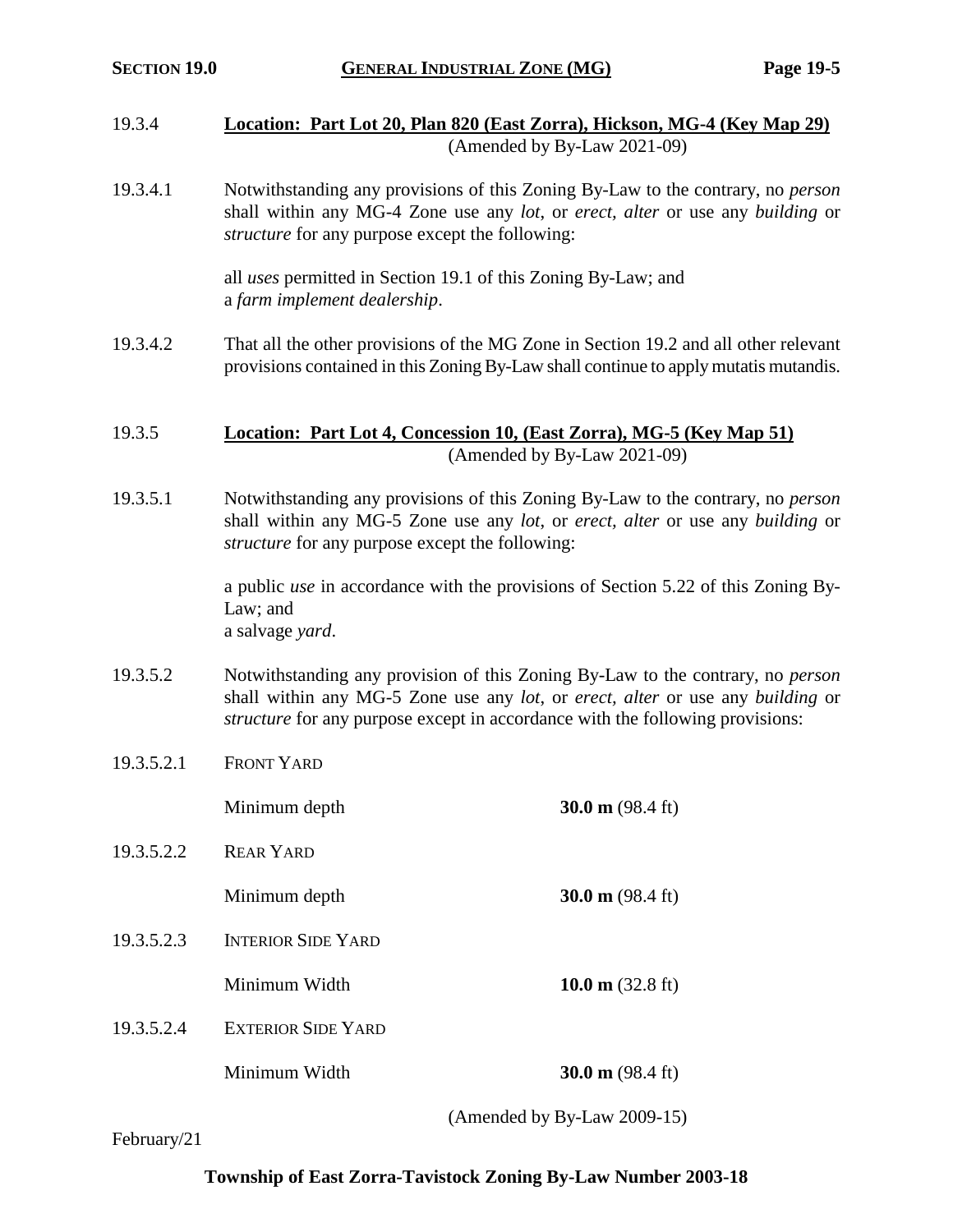19.3.4 **Location: Part Lot 20, Plan 820 (East Zorra), Hickson, MG-4 (Key Map 29)**
(Amended by By-Law 2021-09)

19.3.4.1 Notwithstanding any provisions of this Zoning By-Law to the contrary, no *person* shall within any MG-4 Zone use any *lot*, or *erect, alter* or use any *building* or *structure* for any purpose except the following:

all *uses* permitted in Section 19.1 of this Zoning By-Law; and
a *farm implement dealership*.

19.3.4.2 That all the other provisions of the MG Zone in Section 19.2 and all other relevant provisions contained in this Zoning By-Law shall continue to apply mutatis mutandis.

19.3.5 **Location: Part Lot 4, Concession 10, (East Zorra), MG-5 (Key Map 51)**
(Amended by By-Law 2021-09)

19.3.5.1 Notwithstanding any provisions of this Zoning By-Law to the contrary, no *person* shall within any MG-5 Zone use any *lot*, or *erect, alter* or use any *building* or *structure* for any purpose except the following:

a public *use* in accordance with the provisions of Section 5.22 of this Zoning By-Law; and
a salvage *yard*.

19.3.5.2 Notwithstanding any provision of this Zoning By-Law to the contrary, no *person* shall within any MG-5 Zone use any *lot*, or *erect, alter* or use any *building* or *structure* for any purpose except in accordance with the following provisions:

19.3.5.2.1 FRONT YARD

Minimum depth **30.0 m** (98.4 ft)

19.3.5.2.2 REAR YARD

Minimum depth **30.0 m** (98.4 ft)

19.3.5.2.3 INTERIOR SIDE YARD

Minimum Width **10.0 m** (32.8 ft)

19.3.5.2.4 EXTERIOR SIDE YARD

Minimum Width **30.0 m** (98.4 ft)

(Amended by By-Law 2009-15)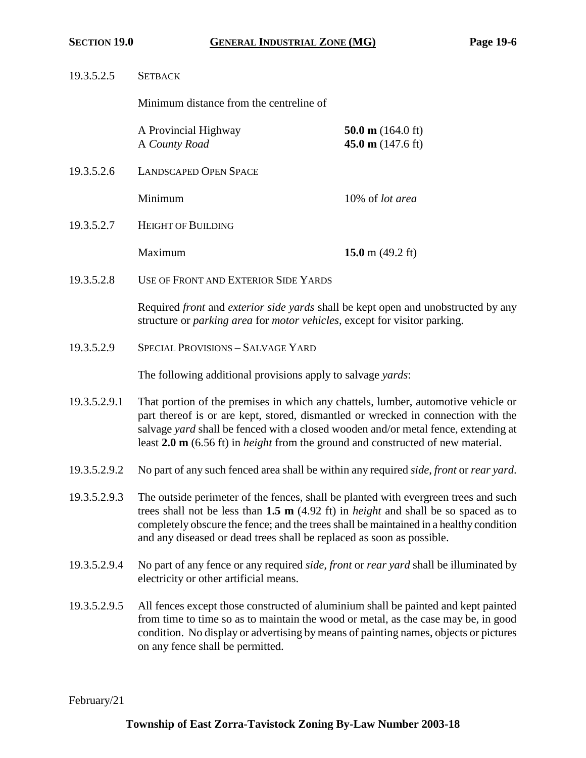19.3.5.2.5 SETBACK

Minimum distance from the centreline of

| | |
|---|---|
| A Provincial Highway | **50.0 m** (164.0 ft) |
| A *County Road* | **45.0 m** (147.6 ft) |

19.3.5.2.6 LANDSCAPED OPEN SPACE

| | |
|---|---|
| Minimum | 10% of *lot area* |

19.3.5.2.7 HEIGHT OF BUILDING

| | |
|---|---|
| Maximum | **15.0** m (49.2 ft) |

19.3.5.2.8 USE OF FRONT AND EXTERIOR SIDE YARDS

Required *front* and *exterior side yards* shall be kept open and unobstructed by any structure or *parking area* for *motor vehicles*, except for visitor parking.

19.3.5.2.9 SPECIAL PROVISIONS – SALVAGE YARD

The following additional provisions apply to salvage *yards*:

19.3.5.2.9.1 That portion of the premises in which any chattels, lumber, automotive vehicle or part thereof is or are kept, stored, dismantled or wrecked in connection with the salvage *yard* shall be fenced with a closed wooden and/or metal fence, extending at least **2.0 m** (6.56 ft) in *height* from the ground and constructed of new material.

19.3.5.2.9.2 No part of any such fenced area shall be within any required *side*, *front* or *rear yard*.

19.3.5.2.9.3 The outside perimeter of the fences, shall be planted with evergreen trees and such trees shall not be less than **1.5 m** (4.92 ft) in *height* and shall be so spaced as to completely obscure the fence; and the trees shall be maintained in a healthy condition and any diseased or dead trees shall be replaced as soon as possible.

19.3.5.2.9.4 No part of any fence or any required *side, front* or *rear yard* shall be illuminated by electricity or other artificial means.

19.3.5.2.9.5 All fences except those constructed of aluminium shall be painted and kept painted from time to time so as to maintain the wood or metal, as the case may be, in good condition. No display or advertising by means of painting names, objects or pictures on any fence shall be permitted.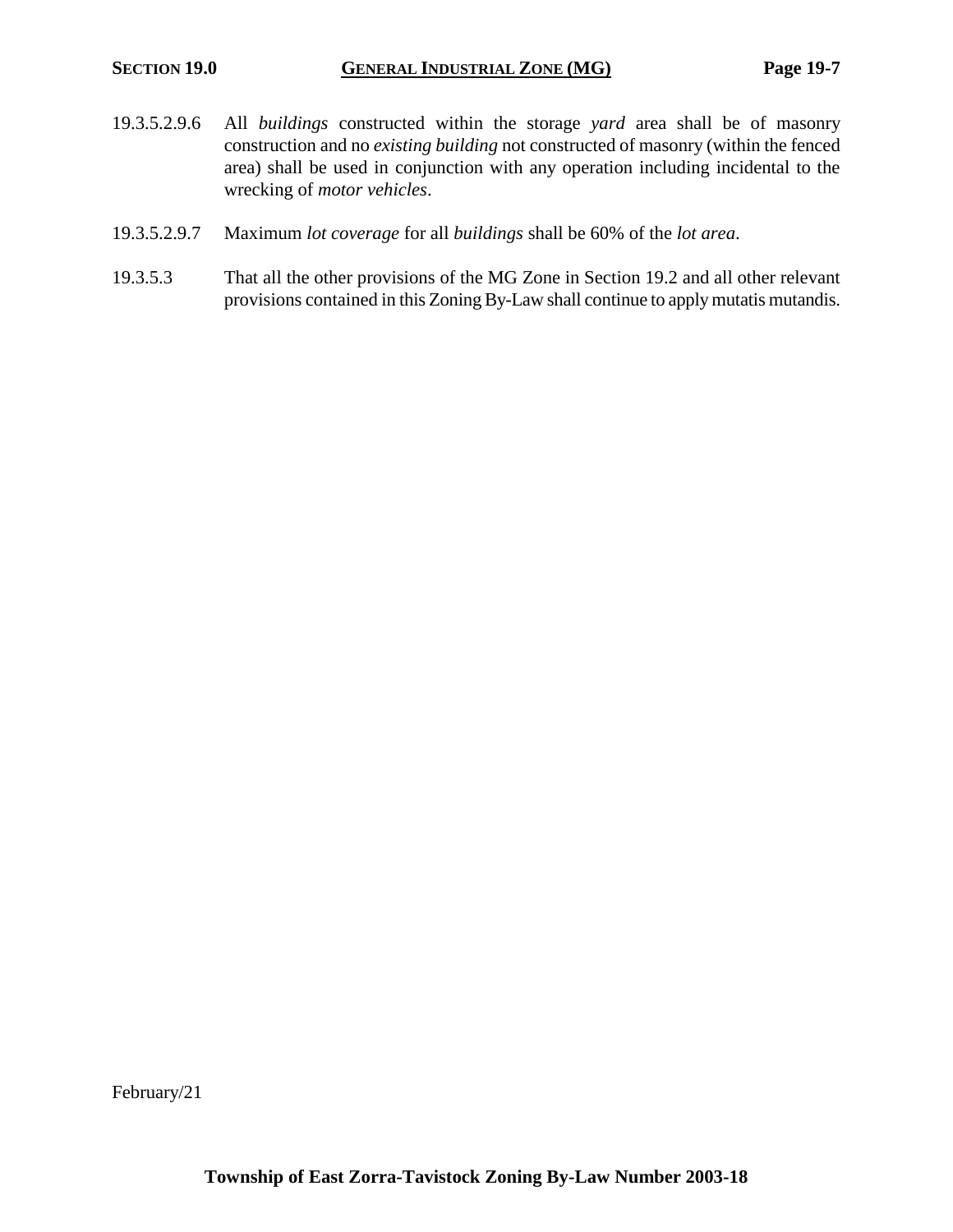19.3.5.2.9.6 All *buildings* constructed within the storage *yard* area shall be of masonry construction and no *existing building* not constructed of masonry (within the fenced area) shall be used in conjunction with any operation including incidental to the wrecking of *motor vehicles*.

19.3.5.2.9.7 Maximum *lot coverage* for all *buildings* shall be 60% of the *lot area*.

19.3.5.3 That all the other provisions of the MG Zone in Section 19.2 and all other relevant provisions contained in this Zoning By-Law shall continue to apply mutatis mutandis.

February/21